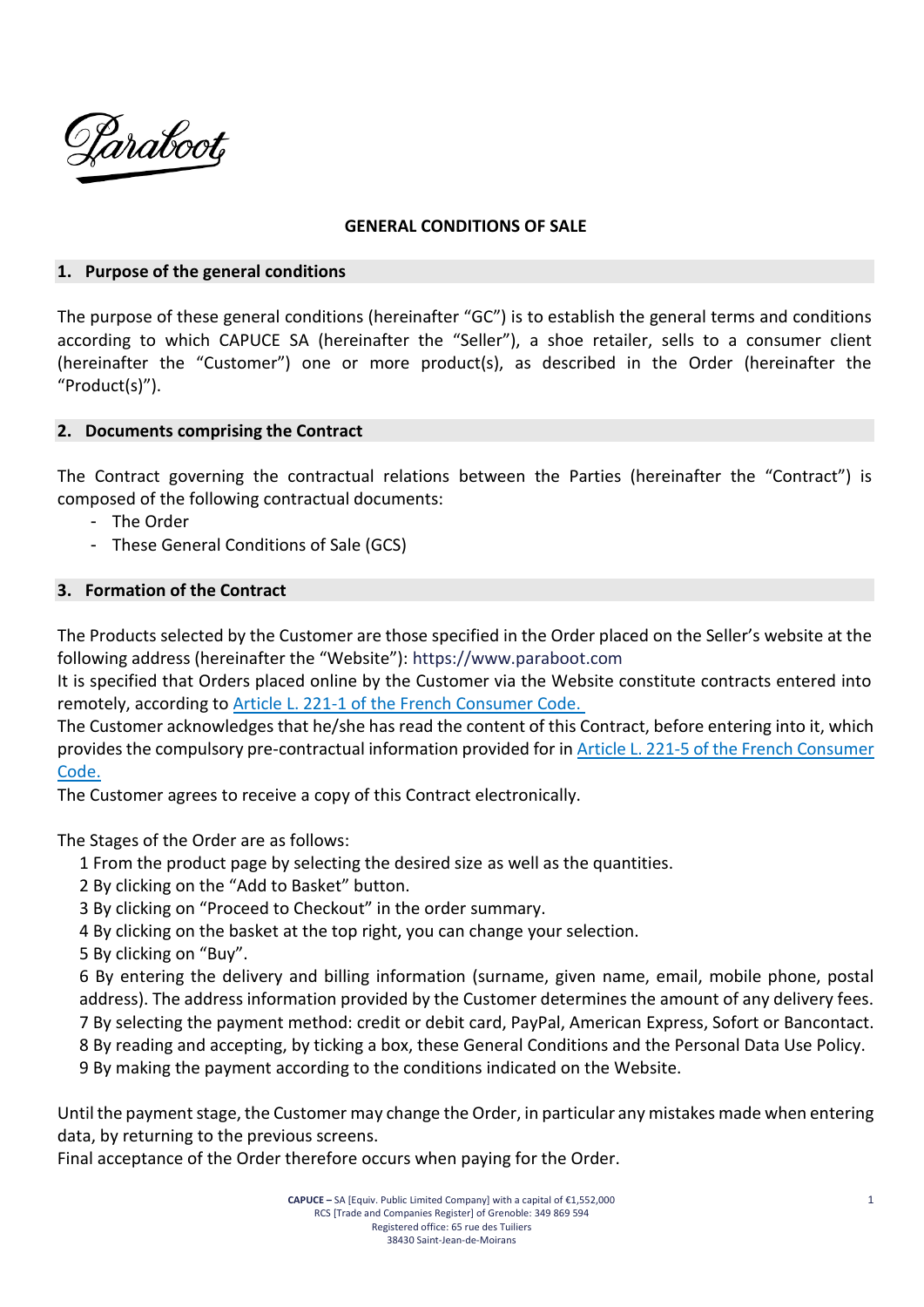Paraboot

# GENERAL CONDITIONS OF SALE

## 1. Purpose of the general conditions

The purpose of these general conditions (hereinafter "GC") is to establish the general terms and conditions according to which CAPUCE SA (hereinafter the "Seller"), a shoe retailer, sells to a consumer client (hereinafter the "Customer") one or more product(s), as described in the Order (hereinafter the "Product(s)").

## 2. Documents comprising the Contract

The Contract governing the contractual relations between the Parties (hereinafter the "Contract") is composed of the following contractual documents:

- The Order
- These General Conditions of Sale (GCS)

## 3. Formation of the Contract

The Products selected by the Customer are those specified in the Order placed on the Seller's website at the following address (hereinafter the "Website"): https://www.paraboot.com
It is specified that Orders placed online by the Customer via the Website constitute contracts entered into remotely, according to Article L. 221-1 of the French Consumer Code.
The Customer acknowledges that he/she has read the content of this Contract, before entering into it, which provides the compulsory pre-contractual information provided for in Article L. 221-5 of the French Consumer Code.
The Customer agrees to receive a copy of this Contract electronically.

The Stages of the Order are as follows:

1 From the product page by selecting the desired size as well as the quantities.
2 By clicking on the "Add to Basket" button.
3 By clicking on "Proceed to Checkout" in the order summary.
4 By clicking on the basket at the top right, you can change your selection.
5 By clicking on "Buy".
6 By entering the delivery and billing information (surname, given name, email, mobile phone, postal address). The address information provided by the Customer determines the amount of any delivery fees.
7 By selecting the payment method: credit or debit card, PayPal, American Express, Sofort or Bancontact.
8 By reading and accepting, by ticking a box, these General Conditions and the Personal Data Use Policy.
9 By making the payment according to the conditions indicated on the Website.

Until the payment stage, the Customer may change the Order, in particular any mistakes made when entering data, by returning to the previous screens.
Final acceptance of the Order therefore occurs when paying for the Order.

**CAPUCE –** SA [Equiv. Public Limited Company] with a capital of €1,552,000
RCS [Trade and Companies Register] of Grenoble: 349 869 594
Registered office: 65 rue des Tuiliers
38430 Saint-Jean-de-Moirans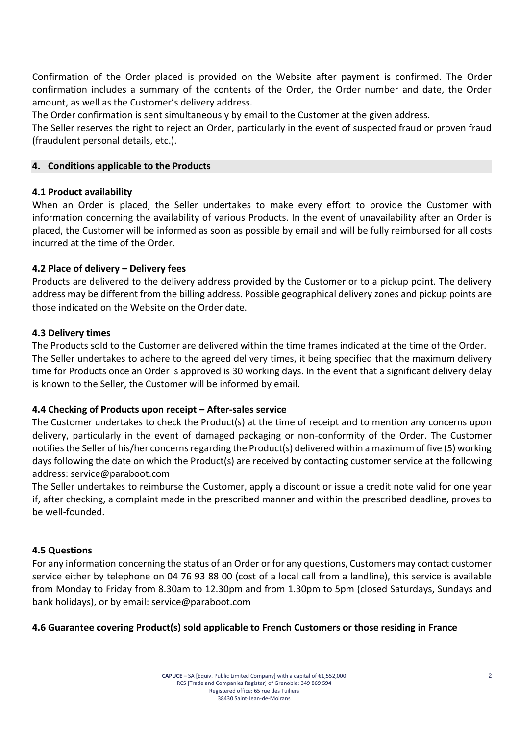Confirmation of the Order placed is provided on the Website after payment is confirmed. The Order confirmation includes a summary of the contents of the Order, the Order number and date, the Order amount, as well as the Customer's delivery address.

The Order confirmation is sent simultaneously by email to the Customer at the given address.

The Seller reserves the right to reject an Order, particularly in the event of suspected fraud or proven fraud (fraudulent personal details, etc.).

## 4. Conditions applicable to the Products

### 4.1 Product availability

When an Order is placed, the Seller undertakes to make every effort to provide the Customer with information concerning the availability of various Products. In the event of unavailability after an Order is placed, the Customer will be informed as soon as possible by email and will be fully reimbursed for all costs incurred at the time of the Order.

### 4.2 Place of delivery – Delivery fees

Products are delivered to the delivery address provided by the Customer or to a pickup point. The delivery address may be different from the billing address. Possible geographical delivery zones and pickup points are those indicated on the Website on the Order date.

### 4.3 Delivery times

The Products sold to the Customer are delivered within the time frames indicated at the time of the Order.

The Seller undertakes to adhere to the agreed delivery times, it being specified that the maximum delivery time for Products once an Order is approved is 30 working days. In the event that a significant delivery delay is known to the Seller, the Customer will be informed by email.

### 4.4 Checking of Products upon receipt – After-sales service

The Customer undertakes to check the Product(s) at the time of receipt and to mention any concerns upon delivery, particularly in the event of damaged packaging or non-conformity of the Order. The Customer notifies the Seller of his/her concerns regarding the Product(s) delivered within a maximum of five (5) working days following the date on which the Product(s) are received by contacting customer service at the following address: service@paraboot.com

The Seller undertakes to reimburse the Customer, apply a discount or issue a credit note valid for one year if, after checking, a complaint made in the prescribed manner and within the prescribed deadline, proves to be well-founded.

### 4.5 Questions

For any information concerning the status of an Order or for any questions, Customers may contact customer service either by telephone on 04 76 93 88 00 (cost of a local call from a landline), this service is available from Monday to Friday from 8.30am to 12.30pm and from 1.30pm to 5pm (closed Saturdays, Sundays and bank holidays), or by email: service@paraboot.com

### 4.6 Guarantee covering Product(s) sold applicable to French Customers or those residing in France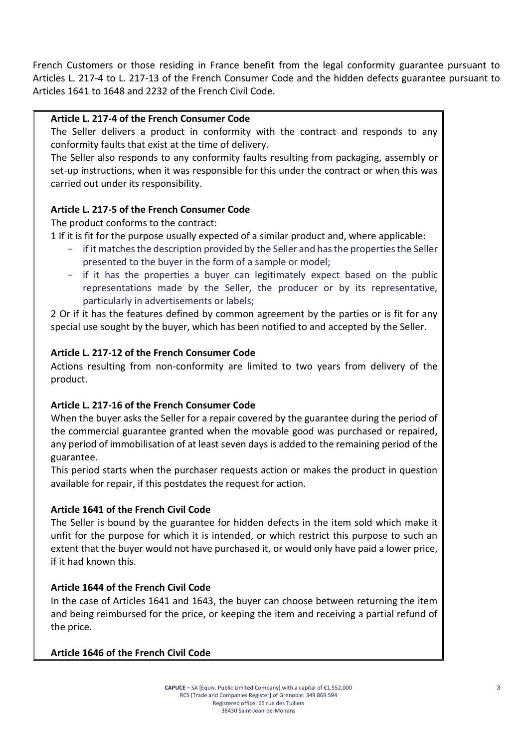French Customers or those residing in France benefit from the legal conformity guarantee pursuant to Articles L. 217-4 to L. 217-13 of the French Consumer Code and the hidden defects guarantee pursuant to Articles 1641 to 1648 and 2232 of the French Civil Code.

**Article L. 217-4 of the French Consumer Code**

The Seller delivers a product in conformity with the contract and responds to any conformity faults that exist at the time of delivery.

The Seller also responds to any conformity faults resulting from packaging, assembly or set-up instructions, when it was responsible for this under the contract or when this was carried out under its responsibility.

**Article L. 217-5 of the French Consumer Code**

The product conforms to the contract:

1 If it is fit for the purpose usually expected of a similar product and, where applicable:

- if it matches the description provided by the Seller and has the properties the Seller presented to the buyer in the form of a sample or model;
- if it has the properties a buyer can legitimately expect based on the public representations made by the Seller, the producer or by its representative, particularly in advertisements or labels;

2 Or if it has the features defined by common agreement by the parties or is fit for any special use sought by the buyer, which has been notified to and accepted by the Seller.

**Article L. 217-12 of the French Consumer Code**

Actions resulting from non-conformity are limited to two years from delivery of the product.

**Article L. 217-16 of the French Consumer Code**

When the buyer asks the Seller for a repair covered by the guarantee during the period of the commercial guarantee granted when the movable good was purchased or repaired, any period of immobilisation of at least seven days is added to the remaining period of the guarantee.

This period starts when the purchaser requests action or makes the product in question available for repair, if this postdates the request for action.

**Article 1641 of the French Civil Code**

The Seller is bound by the guarantee for hidden defects in the item sold which make it unfit for the purpose for which it is intended, or which restrict this purpose to such an extent that the buyer would not have purchased it, or would only have paid a lower price, if it had known this.

**Article 1644 of the French Civil Code**

In the case of Articles 1641 and 1643, the buyer can choose between returning the item and being reimbursed for the price, or keeping the item and receiving a partial refund of the price.

**Article 1646 of the French Civil Code**

**CAPUCE –** SA [Equiv. Public Limited Company] with a capital of €1,552,000
RCS [Trade and Companies Register] of Grenoble: 349 869 594
Registered office: 65 rue des Tuiliers
38430 Saint-Jean-de-Moirans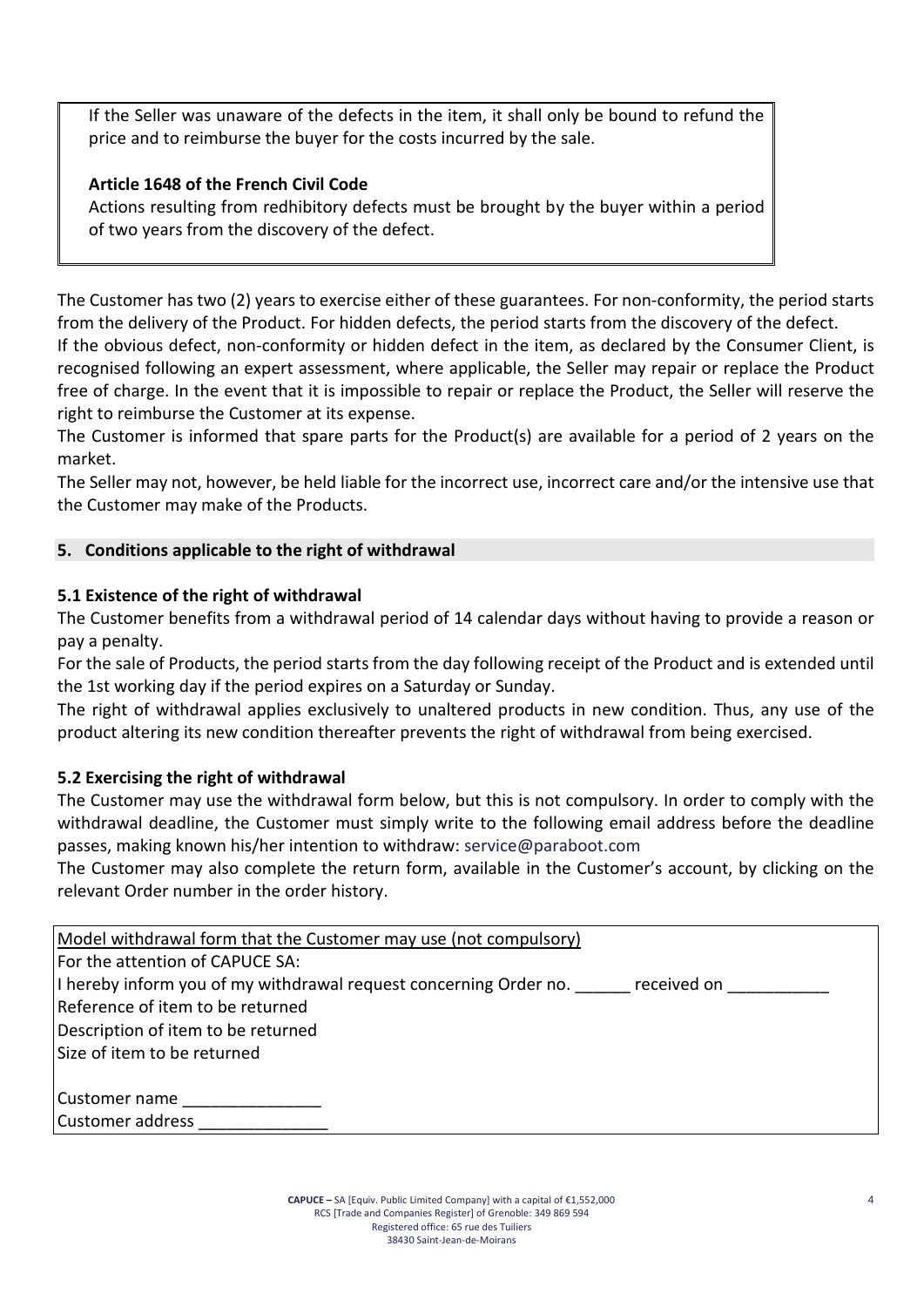If the Seller was unaware of the defects in the item, it shall only be bound to refund the price and to reimburse the buyer for the costs incurred by the sale.

**Article 1648 of the French Civil Code**

Actions resulting from redhibitory defects must be brought by the buyer within a period of two years from the discovery of the defect.

The Customer has two (2) years to exercise either of these guarantees. For non-conformity, the period starts from the delivery of the Product. For hidden defects, the period starts from the discovery of the defect.

If the obvious defect, non-conformity or hidden defect in the item, as declared by the Consumer Client, is recognised following an expert assessment, where applicable, the Seller may repair or replace the Product free of charge. In the event that it is impossible to repair or replace the Product, the Seller will reserve the right to reimburse the Customer at its expense.

The Customer is informed that spare parts for the Product(s) are available for a period of 2 years on the market.

The Seller may not, however, be held liable for the incorrect use, incorrect care and/or the intensive use that the Customer may make of the Products.

## 5. Conditions applicable to the right of withdrawal

### 5.1 Existence of the right of withdrawal

The Customer benefits from a withdrawal period of 14 calendar days without having to provide a reason or pay a penalty.

For the sale of Products, the period starts from the day following receipt of the Product and is extended until the 1st working day if the period expires on a Saturday or Sunday.

The right of withdrawal applies exclusively to unaltered products in new condition. Thus, any use of the product altering its new condition thereafter prevents the right of withdrawal from being exercised.

### 5.2 Exercising the right of withdrawal

The Customer may use the withdrawal form below, but this is not compulsory. In order to comply with the withdrawal deadline, the Customer must simply write to the following email address before the deadline passes, making known his/her intention to withdraw: service@paraboot.com

The Customer may also complete the return form, available in the Customer's account, by clicking on the relevant Order number in the order history.

Model withdrawal form that the Customer may use (not compulsory)

For the attention of CAPUCE SA:

I hereby inform you of my withdrawal request concerning Order no. ______ received on ___________

Reference of item to be returned

Description of item to be returned

Size of item to be returned

Customer name _______________

Customer address ______________

**CAPUCE –** SA [Equiv. Public Limited Company] with a capital of €1,552,000
RCS [Trade and Companies Register] of Grenoble: 349 869 594
Registered office: 65 rue des Tuiliers
38430 Saint-Jean-de-Moirans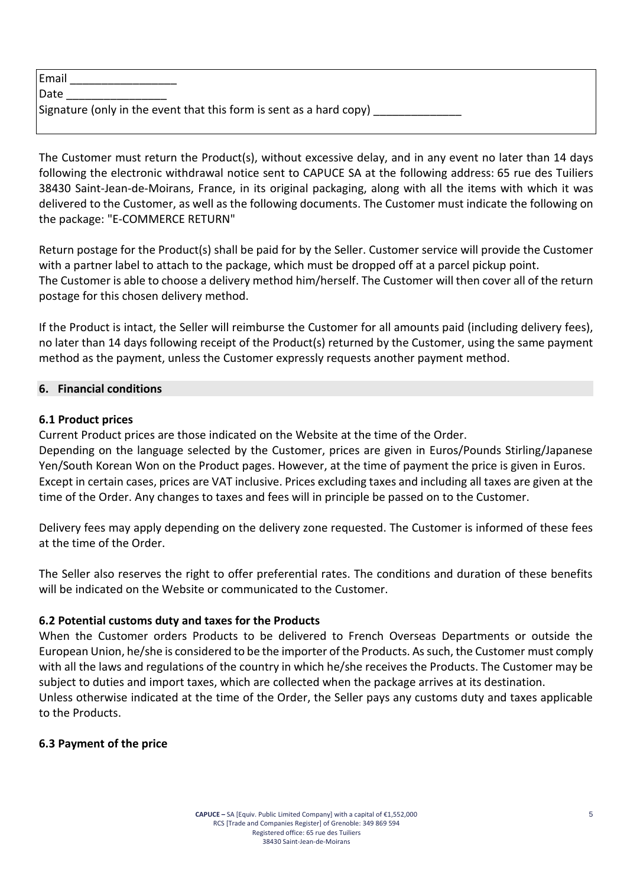Email _________________
Date ________________
Signature (only in the event that this form is sent as a hard copy) ______________

The Customer must return the Product(s), without excessive delay, and in any event no later than 14 days following the electronic withdrawal notice sent to CAPUCE SA at the following address: 65 rue des Tuiliers 38430 Saint-Jean-de-Moirans, France, in its original packaging, along with all the items with which it was delivered to the Customer, as well as the following documents. The Customer must indicate the following on the package: "E-COMMERCE RETURN"

Return postage for the Product(s) shall be paid for by the Seller. Customer service will provide the Customer with a partner label to attach to the package, which must be dropped off at a parcel pickup point.
The Customer is able to choose a delivery method him/herself. The Customer will then cover all of the return postage for this chosen delivery method.

If the Product is intact, the Seller will reimburse the Customer for all amounts paid (including delivery fees), no later than 14 days following receipt of the Product(s) returned by the Customer, using the same payment method as the payment, unless the Customer expressly requests another payment method.

## 6. Financial conditions

### 6.1 Product prices

Current Product prices are those indicated on the Website at the time of the Order.
Depending on the language selected by the Customer, prices are given in Euros/Pounds Stirling/Japanese Yen/South Korean Won on the Product pages. However, at the time of payment the price is given in Euros. Except in certain cases, prices are VAT inclusive. Prices excluding taxes and including all taxes are given at the time of the Order. Any changes to taxes and fees will in principle be passed on to the Customer.

Delivery fees may apply depending on the delivery zone requested. The Customer is informed of these fees at the time of the Order.

The Seller also reserves the right to offer preferential rates. The conditions and duration of these benefits will be indicated on the Website or communicated to the Customer.

### 6.2 Potential customs duty and taxes for the Products

When the Customer orders Products to be delivered to French Overseas Departments or outside the European Union, he/she is considered to be the importer of the Products. As such, the Customer must comply with all the laws and regulations of the country in which he/she receives the Products. The Customer may be subject to duties and import taxes, which are collected when the package arrives at its destination.
Unless otherwise indicated at the time of the Order, the Seller pays any customs duty and taxes applicable to the Products.

### 6.3 Payment of the price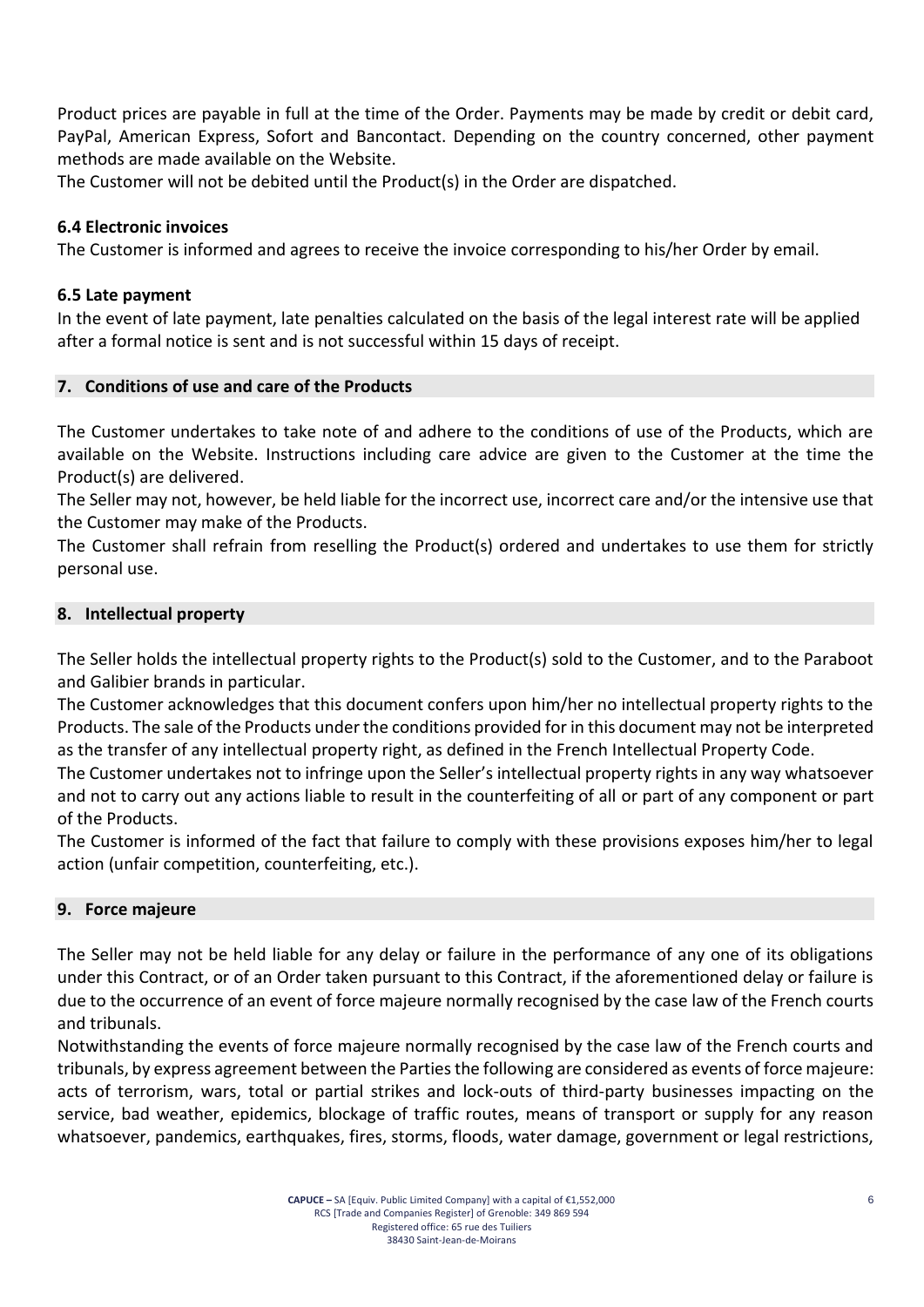Product prices are payable in full at the time of the Order. Payments may be made by credit or debit card, PayPal, American Express, Sofort and Bancontact. Depending on the country concerned, other payment methods are made available on the Website.

The Customer will not be debited until the Product(s) in the Order are dispatched.

### 6.4 Electronic invoices

The Customer is informed and agrees to receive the invoice corresponding to his/her Order by email.

### 6.5 Late payment

In the event of late payment, late penalties calculated on the basis of the legal interest rate will be applied after a formal notice is sent and is not successful within 15 days of receipt.

## 7. Conditions of use and care of the Products

The Customer undertakes to take note of and adhere to the conditions of use of the Products, which are available on the Website. Instructions including care advice are given to the Customer at the time the Product(s) are delivered.

The Seller may not, however, be held liable for the incorrect use, incorrect care and/or the intensive use that the Customer may make of the Products.

The Customer shall refrain from reselling the Product(s) ordered and undertakes to use them for strictly personal use.

## 8. Intellectual property

The Seller holds the intellectual property rights to the Product(s) sold to the Customer, and to the Paraboot and Galibier brands in particular.

The Customer acknowledges that this document confers upon him/her no intellectual property rights to the Products. The sale of the Products under the conditions provided for in this document may not be interpreted as the transfer of any intellectual property right, as defined in the French Intellectual Property Code.

The Customer undertakes not to infringe upon the Seller's intellectual property rights in any way whatsoever and not to carry out any actions liable to result in the counterfeiting of all or part of any component or part of the Products.

The Customer is informed of the fact that failure to comply with these provisions exposes him/her to legal action (unfair competition, counterfeiting, etc.).

## 9. Force majeure

The Seller may not be held liable for any delay or failure in the performance of any one of its obligations under this Contract, or of an Order taken pursuant to this Contract, if the aforementioned delay or failure is due to the occurrence of an event of force majeure normally recognised by the case law of the French courts and tribunals.

Notwithstanding the events of force majeure normally recognised by the case law of the French courts and tribunals, by express agreement between the Parties the following are considered as events of force majeure: acts of terrorism, wars, total or partial strikes and lock-outs of third-party businesses impacting on the service, bad weather, epidemics, blockage of traffic routes, means of transport or supply for any reason whatsoever, pandemics, earthquakes, fires, storms, floods, water damage, government or legal restrictions,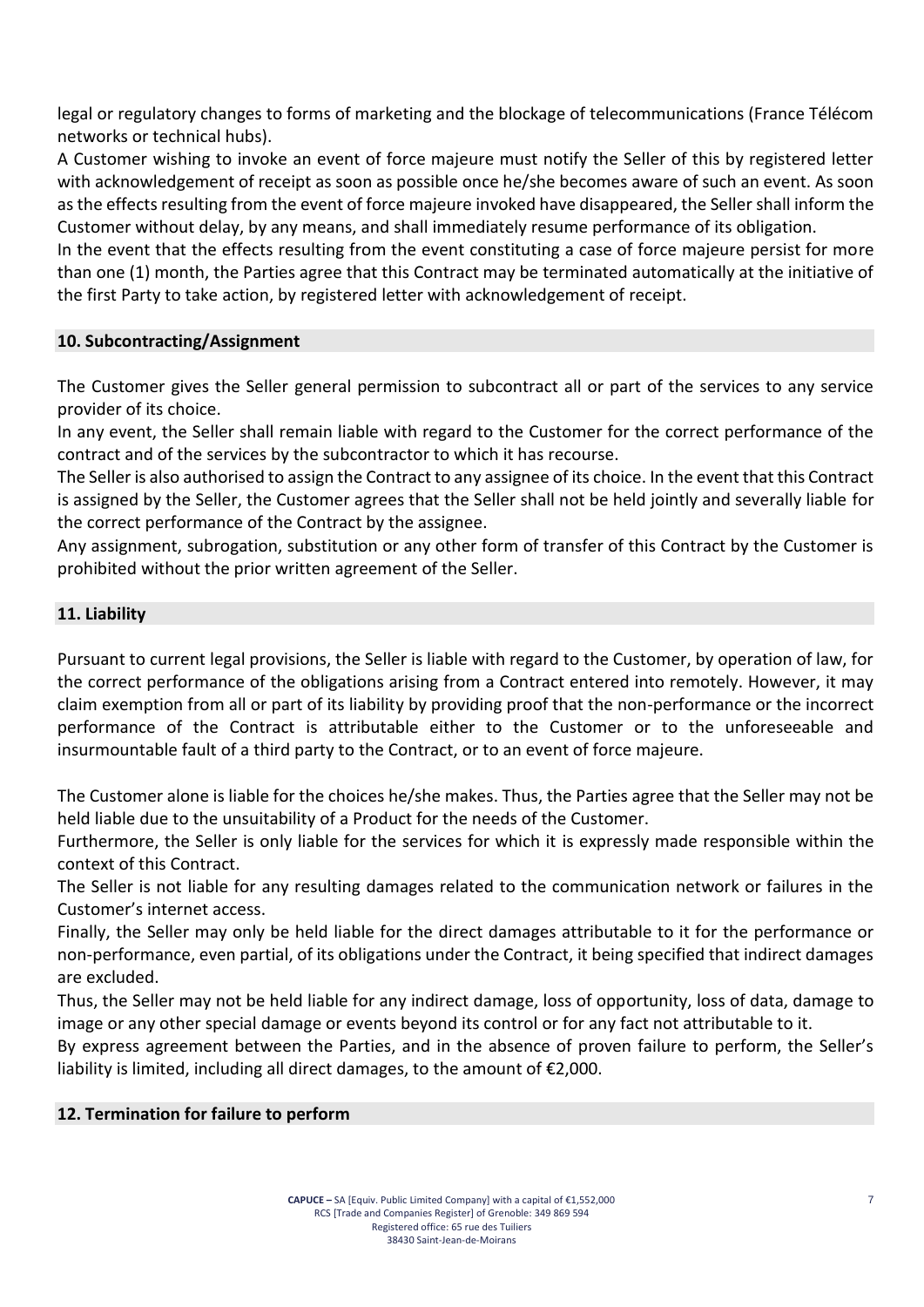legal or regulatory changes to forms of marketing and the blockage of telecommunications (France Télécom networks or technical hubs).

A Customer wishing to invoke an event of force majeure must notify the Seller of this by registered letter with acknowledgement of receipt as soon as possible once he/she becomes aware of such an event. As soon as the effects resulting from the event of force majeure invoked have disappeared, the Seller shall inform the Customer without delay, by any means, and shall immediately resume performance of its obligation.

In the event that the effects resulting from the event constituting a case of force majeure persist for more than one (1) month, the Parties agree that this Contract may be terminated automatically at the initiative of the first Party to take action, by registered letter with acknowledgement of receipt.

## 10. Subcontracting/Assignment

The Customer gives the Seller general permission to subcontract all or part of the services to any service provider of its choice.

In any event, the Seller shall remain liable with regard to the Customer for the correct performance of the contract and of the services by the subcontractor to which it has recourse.

The Seller is also authorised to assign the Contract to any assignee of its choice. In the event that this Contract is assigned by the Seller, the Customer agrees that the Seller shall not be held jointly and severally liable for the correct performance of the Contract by the assignee.

Any assignment, subrogation, substitution or any other form of transfer of this Contract by the Customer is prohibited without the prior written agreement of the Seller.

## 11. Liability

Pursuant to current legal provisions, the Seller is liable with regard to the Customer, by operation of law, for the correct performance of the obligations arising from a Contract entered into remotely. However, it may claim exemption from all or part of its liability by providing proof that the non-performance or the incorrect performance of the Contract is attributable either to the Customer or to the unforeseeable and insurmountable fault of a third party to the Contract, or to an event of force majeure.

The Customer alone is liable for the choices he/she makes. Thus, the Parties agree that the Seller may not be held liable due to the unsuitability of a Product for the needs of the Customer.

Furthermore, the Seller is only liable for the services for which it is expressly made responsible within the context of this Contract.

The Seller is not liable for any resulting damages related to the communication network or failures in the Customer's internet access.

Finally, the Seller may only be held liable for the direct damages attributable to it for the performance or non-performance, even partial, of its obligations under the Contract, it being specified that indirect damages are excluded.

Thus, the Seller may not be held liable for any indirect damage, loss of opportunity, loss of data, damage to image or any other special damage or events beyond its control or for any fact not attributable to it.

By express agreement between the Parties, and in the absence of proven failure to perform, the Seller's liability is limited, including all direct damages, to the amount of €2,000.

## 12. Termination for failure to perform

**CAPUCE –** SA [Equiv. Public Limited Company] with a capital of €1,552,000
RCS [Trade and Companies Register] of Grenoble: 349 869 594
Registered office: 65 rue des Tuiliers
38430 Saint-Jean-de-Moirans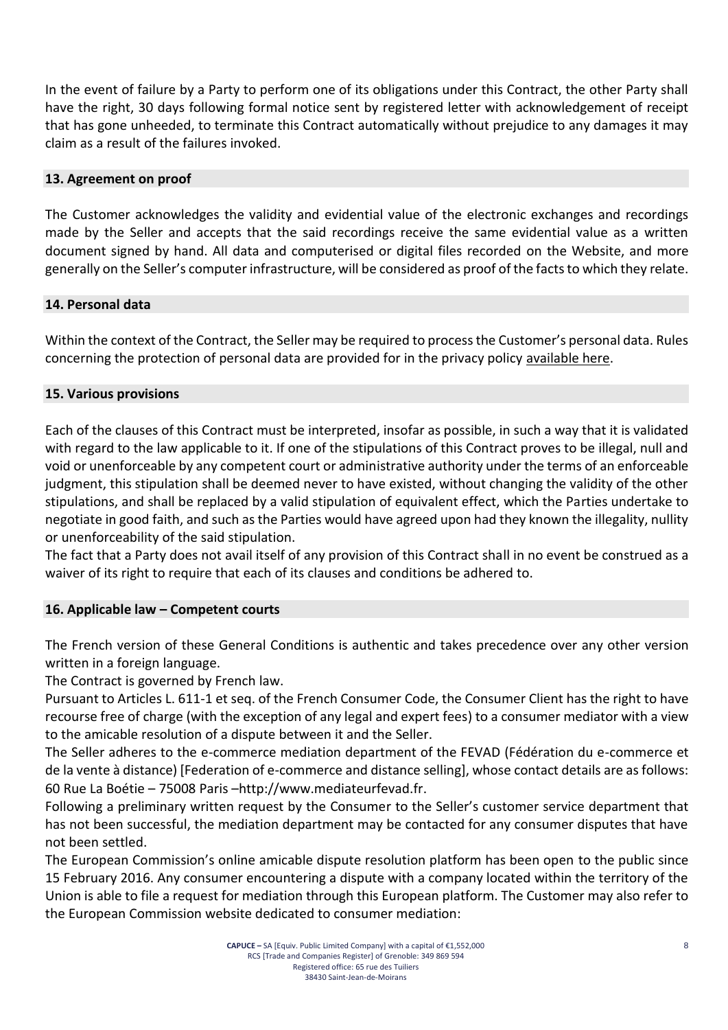In the event of failure by a Party to perform one of its obligations under this Contract, the other Party shall have the right, 30 days following formal notice sent by registered letter with acknowledgement of receipt that has gone unheeded, to terminate this Contract automatically without prejudice to any damages it may claim as a result of the failures invoked.

## 13. Agreement on proof

The Customer acknowledges the validity and evidential value of the electronic exchanges and recordings made by the Seller and accepts that the said recordings receive the same evidential value as a written document signed by hand. All data and computerised or digital files recorded on the Website, and more generally on the Seller's computer infrastructure, will be considered as proof of the facts to which they relate.

## 14. Personal data

Within the context of the Contract, the Seller may be required to process the Customer's personal data. Rules concerning the protection of personal data are provided for in the privacy policy available here.

## 15. Various provisions

Each of the clauses of this Contract must be interpreted, insofar as possible, in such a way that it is validated with regard to the law applicable to it. If one of the stipulations of this Contract proves to be illegal, null and void or unenforceable by any competent court or administrative authority under the terms of an enforceable judgment, this stipulation shall be deemed never to have existed, without changing the validity of the other stipulations, and shall be replaced by a valid stipulation of equivalent effect, which the Parties undertake to negotiate in good faith, and such as the Parties would have agreed upon had they known the illegality, nullity or unenforceability of the said stipulation.
The fact that a Party does not avail itself of any provision of this Contract shall in no event be construed as a waiver of its right to require that each of its clauses and conditions be adhered to.

## 16. Applicable law – Competent courts

The French version of these General Conditions is authentic and takes precedence over any other version written in a foreign language.
The Contract is governed by French law.
Pursuant to Articles L. 611-1 et seq. of the French Consumer Code, the Consumer Client has the right to have recourse free of charge (with the exception of any legal and expert fees) to a consumer mediator with a view to the amicable resolution of a dispute between it and the Seller.
The Seller adheres to the e-commerce mediation department of the FEVAD (Fédération du e-commerce et de la vente à distance) [Federation of e-commerce and distance selling], whose contact details are as follows: 60 Rue La Boétie – 75008 Paris –http://www.mediateurfevad.fr.
Following a preliminary written request by the Consumer to the Seller's customer service department that has not been successful, the mediation department may be contacted for any consumer disputes that have not been settled.
The European Commission's online amicable dispute resolution platform has been open to the public since 15 February 2016. Any consumer encountering a dispute with a company located within the territory of the Union is able to file a request for mediation through this European platform. The Customer may also refer to the European Commission website dedicated to consumer mediation:

CAPUCE – SA [Equiv. Public Limited Company] with a capital of €1,552,000
RCS [Trade and Companies Register] of Grenoble: 349 869 594
Registered office: 65 rue des Tuiliers
38430 Saint-Jean-de-Moirans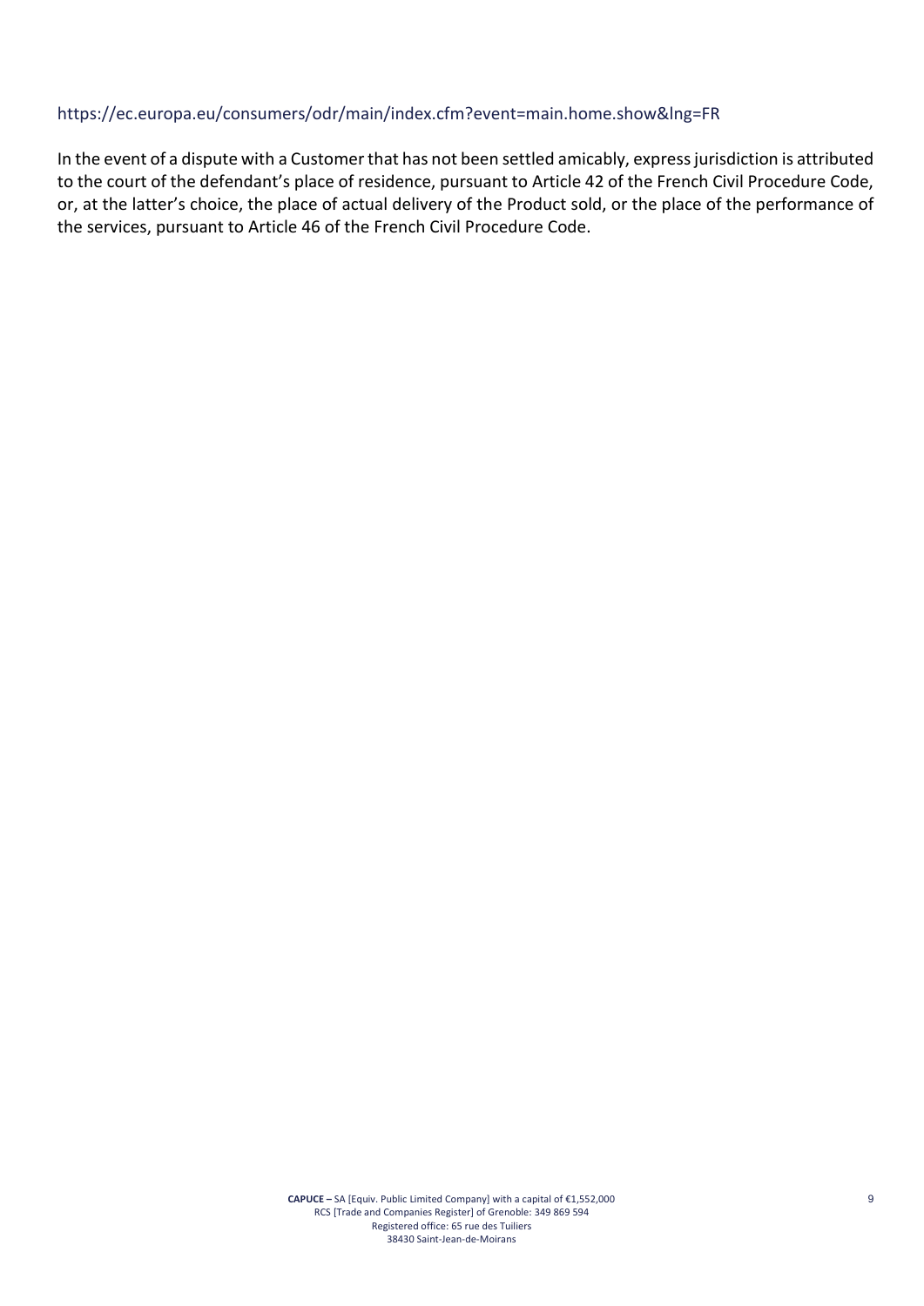https://ec.europa.eu/consumers/odr/main/index.cfm?event=main.home.show&lng=FR

In the event of a dispute with a Customer that has not been settled amicably, express jurisdiction is attributed to the court of the defendant's place of residence, pursuant to Article 42 of the French Civil Procedure Code, or, at the latter's choice, the place of actual delivery of the Product sold, or the place of the performance of the services, pursuant to Article 46 of the French Civil Procedure Code.